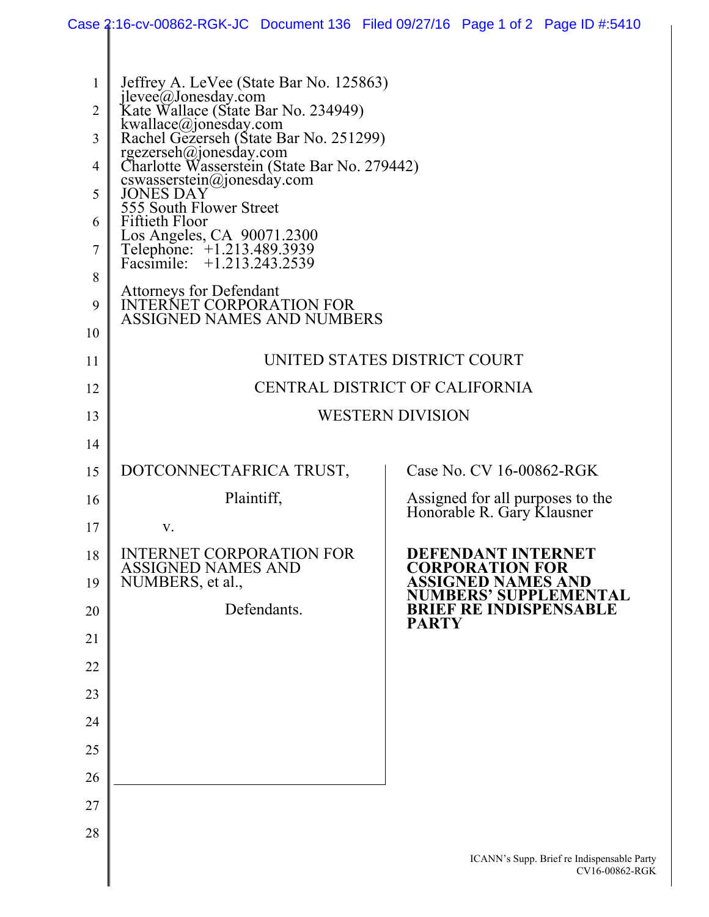Jeffrey A. LeVee (State Bar No. 125863)
jlevee@Jonesday.com
Kate Wallace (State Bar No. 234949)
kwallace@jonesday.com
Rachel Gezerseh (State Bar No. 251299)
rgezerseh@jonesday.com
Charlotte Wasserstein (State Bar No. 279442)
cswasserstein@jonesday.com
JONES DAY
555 South Flower Street
Fiftieth Floor
Los Angeles, CA 90071.2300
Telephone: +1.213.489.3939
Facsimile: +1.213.243.2539

Attorneys for Defendant
INTERNET CORPORATION FOR
ASSIGNED NAMES AND NUMBERS

UNITED STATES DISTRICT COURT

CENTRAL DISTRICT OF CALIFORNIA

WESTERN DIVISION

DOTCONNECTAFRICA TRUST,

Plaintiff,

v.

INTERNET CORPORATION FOR ASSIGNED NAMES AND NUMBERS, et al.,

Defendants.

Case No. CV 16-00862-RGK

Assigned for all purposes to the Honorable R. Gary Klausner

**DEFENDANT INTERNET CORPORATION FOR ASSIGNED NAMES AND NUMBERS' SUPPLEMENTAL BRIEF RE INDISPENSABLE PARTY**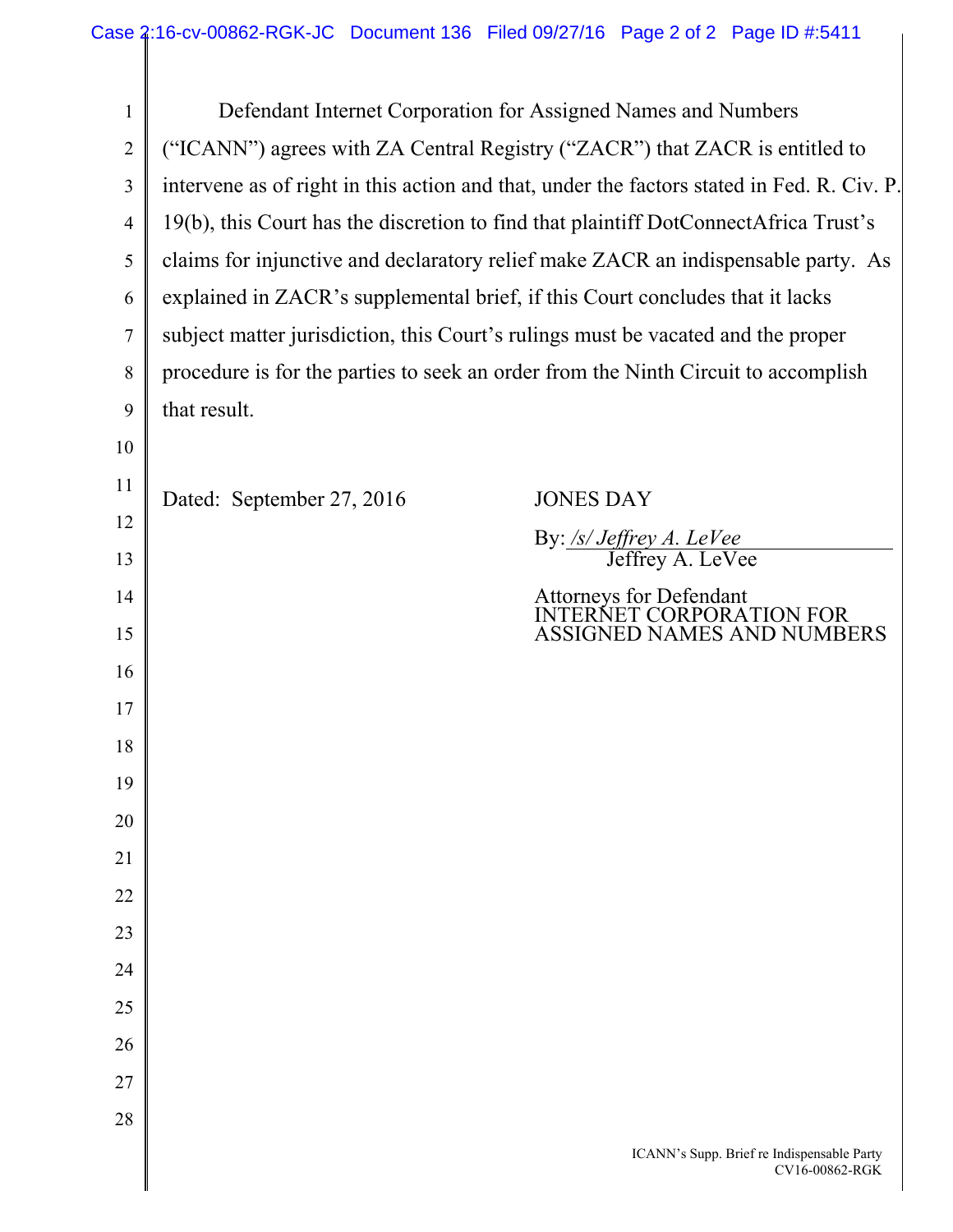Defendant Internet Corporation for Assigned Names and Numbers ("ICANN") agrees with ZA Central Registry ("ZACR") that ZACR is entitled to intervene as of right in this action and that, under the factors stated in Fed. R. Civ. P. 19(b), this Court has the discretion to find that plaintiff DotConnectAfrica Trust's claims for injunctive and declaratory relief make ZACR an indispensable party. As explained in ZACR's supplemental brief, if this Court concludes that it lacks subject matter jurisdiction, this Court's rulings must be vacated and the proper procedure is for the parties to seek an order from the Ninth Circuit to accomplish that result.

Dated: September 27, 2016

JONES DAY

By: */s/ Jeffrey A. LeVee*
Jeffrey A. LeVee

Attorneys for Defendant
INTERNET CORPORATION FOR ASSIGNED NAMES AND NUMBERS